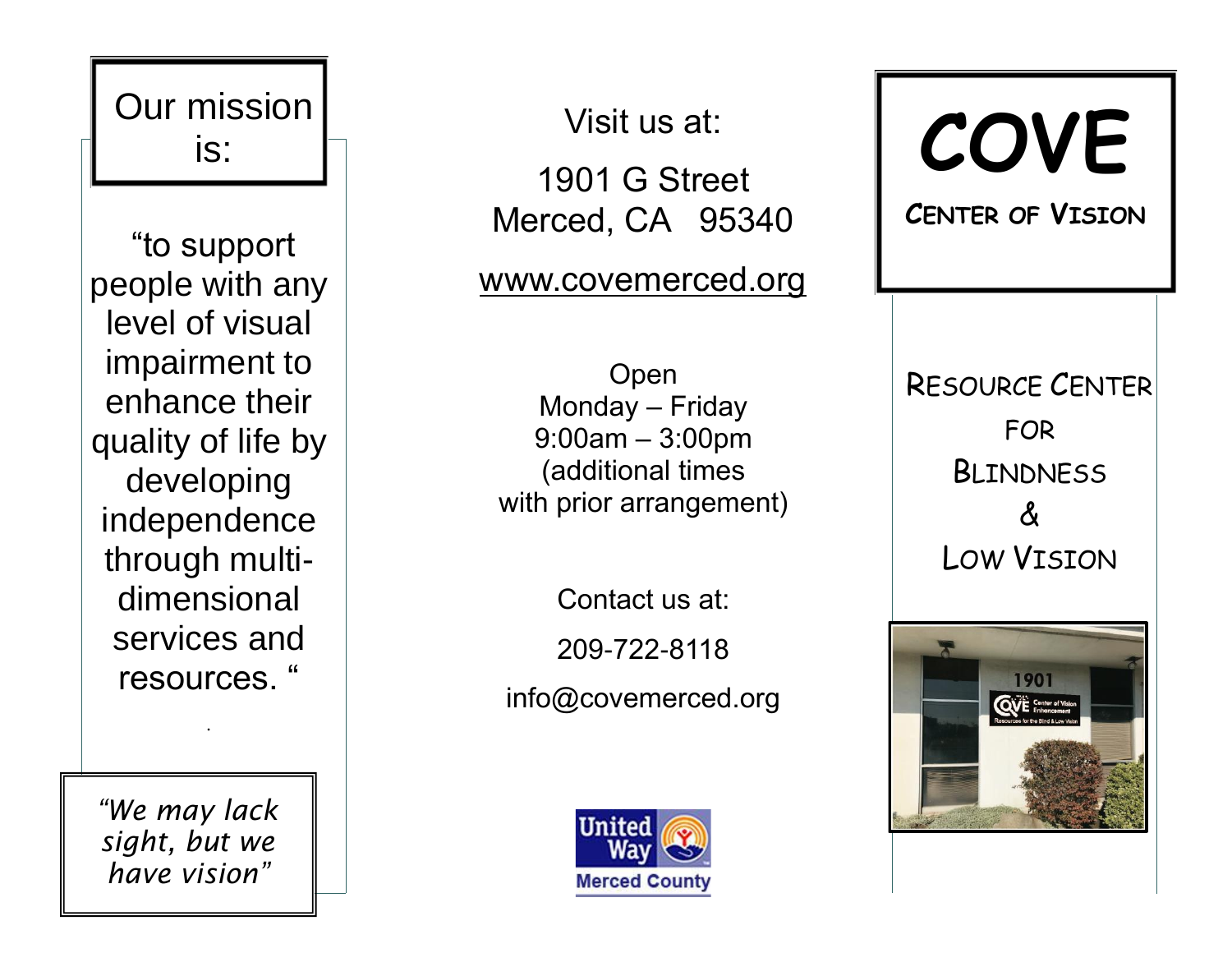Our mission is:

"to support people with any level of visual impairment to enhance their quality of life by developing independence through multi-dimensional services and resources. "

*"We may lack sight, but we have vision"*

Visit us at:

1901 G Street
Merced, CA 95340

www.covemerced.org

Open
Monday – Friday
9:00am – 3:00pm
(additional times with prior arrangement)

Contact us at:

209-722-8118

info@covemerced.org

United Way Merced County

# COVE

## CENTER OF VISION

RESOURCE CENTER FOR BLINDNESS & LOW VISION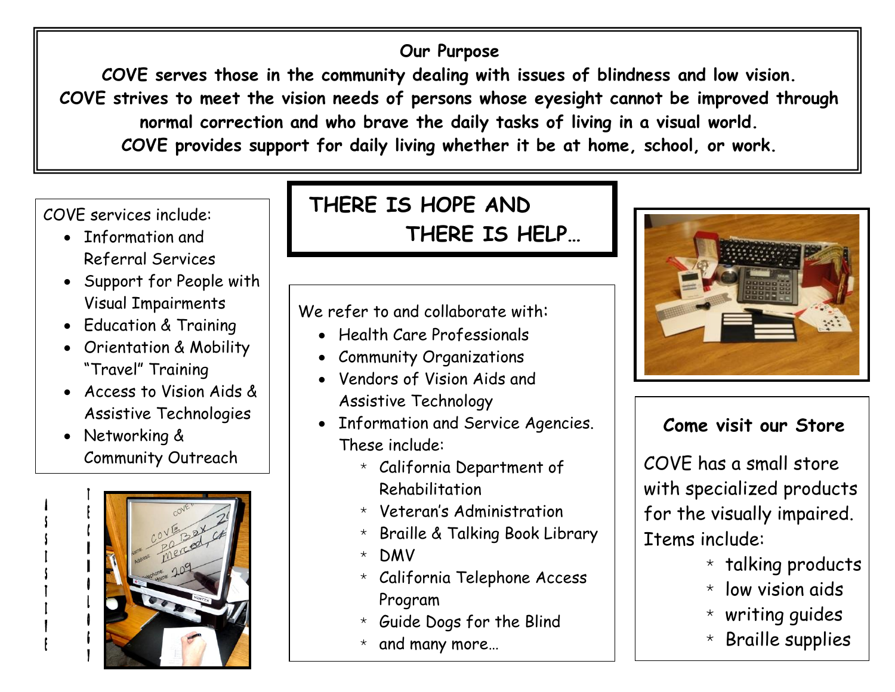**Our Purpose**

**COVE serves those in the community dealing with issues of blindness and low vision.**
**COVE strives to meet the vision needs of persons whose eyesight cannot be improved through normal correction and who brave the daily tasks of living in a visual world.**
**COVE provides support for daily living whether it be at home, school, or work.**

COVE services include:

- Information and Referral Services
- Support for People with Visual Impairments
- Education & Training
- Orientation & Mobility "Travel" Training
- Access to Vision Aids & Assistive Technologies
- Networking & Community Outreach

**THERE IS HOPE AND THERE IS HELP…**

We refer to and collaborate with:

- Health Care Professionals
- Community Organizations
- Vendors of Vision Aids and Assistive Technology
- Information and Service Agencies. These include:
    - California Department of Rehabilitation
    - Veteran's Administration
    - Braille & Talking Book Library
    - DMV
    - California Telephone Access Program
    - Guide Dogs for the Blind
    - and many more…

**Come visit our Store**

COVE has a small store with specialized products for the visually impaired. Items include:

- talking products
- low vision aids
- writing guides
- Braille supplies